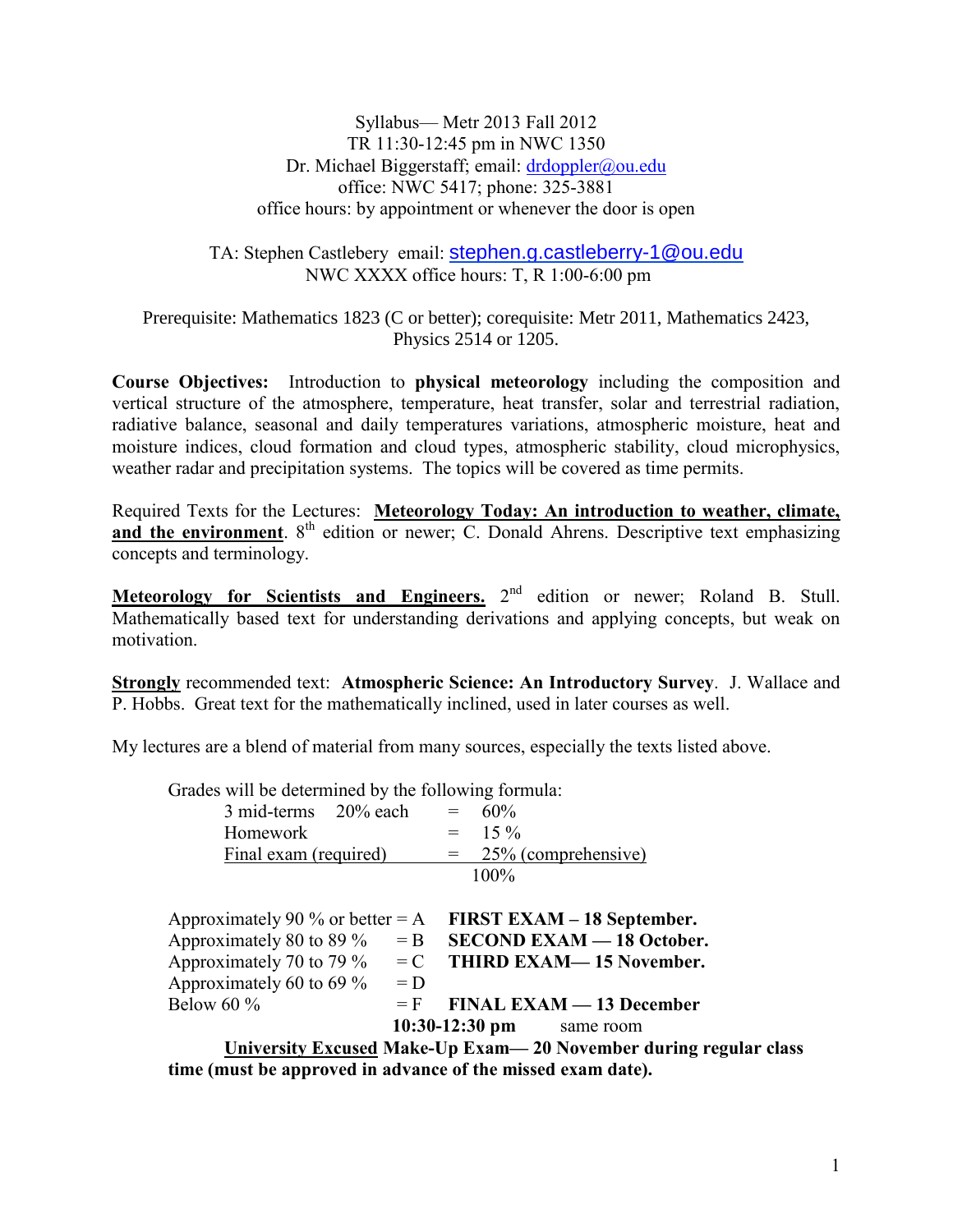Syllabus— Metr 2013 Fall 2012
TR 11:30-12:45 pm in NWC 1350
Dr. Michael Biggerstaff; email: drdoppler@ou.edu
office: NWC 5417; phone: 325-3881
office hours: by appointment or whenever the door is open

TA: Stephen Castlebery email: stephen.g.castleberry-1@ou.edu
NWC XXXX office hours: T, R 1:00-6:00 pm

Prerequisite: Mathematics 1823 (C or better); corequisite: Metr 2011, Mathematics 2423, Physics 2514 or 1205.

**Course Objectives:** Introduction to **physical meteorology** including the composition and vertical structure of the atmosphere, temperature, heat transfer, solar and terrestrial radiation, radiative balance, seasonal and daily temperatures variations, atmospheric moisture, heat and moisture indices, cloud formation and cloud types, atmospheric stability, cloud microphysics, weather radar and precipitation systems. The topics will be covered as time permits.

Required Texts for the Lectures: **Meteorology Today: An introduction to weather, climate, and the environment**. 8th edition or newer; C. Donald Ahrens. Descriptive text emphasizing concepts and terminology.

**Meteorology for Scientists and Engineers.** 2nd edition or newer; Roland B. Stull. Mathematically based text for understanding derivations and applying concepts, but weak on motivation.

**Strongly** recommended text: **Atmospheric Science: An Introductory Survey**. J. Wallace and P. Hobbs. Great text for the mathematically inclined, used in later courses as well.

My lectures are a blend of material from many sources, especially the texts listed above.

Grades will be determined by the following formula:

| | | | |
|---|---|---|---|
| 3 mid-terms | 20% each | = | 60% |
| Homework | | = | 15 % |
| Final exam (required) | | = | 25% (comprehensive) |
| | | | 100% |

| | | |
|---|---|---|
| Approximately 90 % or better | = A | **FIRST EXAM – 18 September.** |
| Approximately 80 to 89 % | = B | **SECOND EXAM — 18 October.** |
| Approximately 70 to 79 % | = C | **THIRD EXAM— 15 November.** |
| Approximately 60 to 69 % | = D | |
| Below 60 % | = F | **FINAL EXAM — 13 December** |

**10:30-12:30 pm** same room

**University Excused Make-Up Exam— 20 November during regular class time (must be approved in advance of the missed exam date).**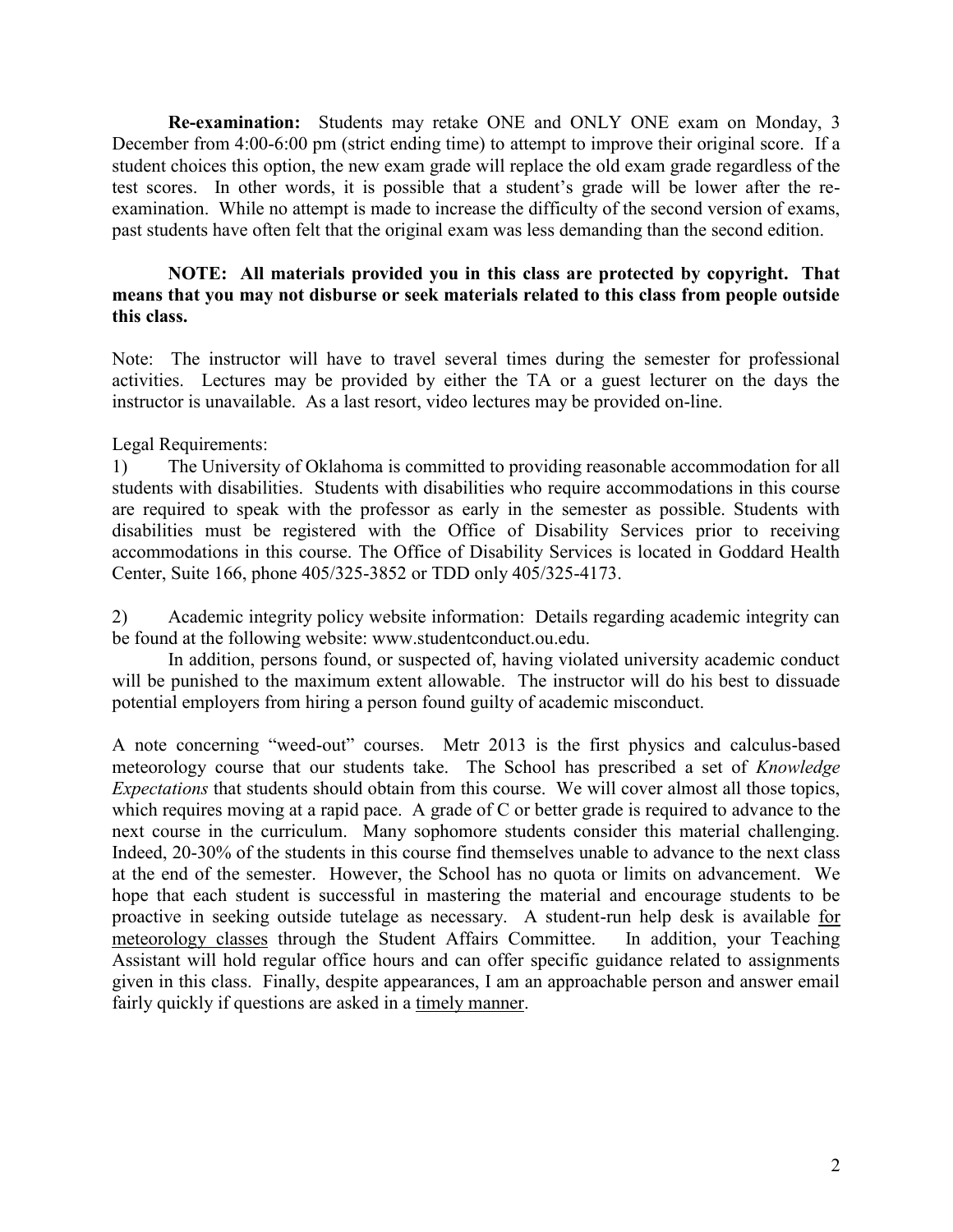**Re-examination:** Students may retake ONE and ONLY ONE exam on Monday, 3 December from 4:00-6:00 pm (strict ending time) to attempt to improve their original score. If a student choices this option, the new exam grade will replace the old exam grade regardless of the test scores. In other words, it is possible that a student's grade will be lower after the re-examination. While no attempt is made to increase the difficulty of the second version of exams, past students have often felt that the original exam was less demanding than the second edition.

**NOTE: All materials provided you in this class are protected by copyright. That means that you may not disburse or seek materials related to this class from people outside this class.**

Note: The instructor will have to travel several times during the semester for professional activities. Lectures may be provided by either the TA or a guest lecturer on the days the instructor is unavailable. As a last resort, video lectures may be provided on-line.

Legal Requirements:

1) The University of Oklahoma is committed to providing reasonable accommodation for all students with disabilities. Students with disabilities who require accommodations in this course are required to speak with the professor as early in the semester as possible. Students with disabilities must be registered with the Office of Disability Services prior to receiving accommodations in this course. The Office of Disability Services is located in Goddard Health Center, Suite 166, phone 405/325-3852 or TDD only 405/325-4173.

2) Academic integrity policy website information: Details regarding academic integrity can be found at the following website: www.studentconduct.ou.edu.

In addition, persons found, or suspected of, having violated university academic conduct will be punished to the maximum extent allowable. The instructor will do his best to dissuade potential employers from hiring a person found guilty of academic misconduct.

A note concerning "weed-out" courses. Metr 2013 is the first physics and calculus-based meteorology course that our students take. The School has prescribed a set of *Knowledge Expectations* that students should obtain from this course. We will cover almost all those topics, which requires moving at a rapid pace. A grade of C or better grade is required to advance to the next course in the curriculum. Many sophomore students consider this material challenging. Indeed, 20-30% of the students in this course find themselves unable to advance to the next class at the end of the semester. However, the School has no quota or limits on advancement. We hope that each student is successful in mastering the material and encourage students to be proactive in seeking outside tutelage as necessary. A student-run help desk is available for meteorology classes through the Student Affairs Committee. In addition, your Teaching Assistant will hold regular office hours and can offer specific guidance related to assignments given in this class. Finally, despite appearances, I am an approachable person and answer email fairly quickly if questions are asked in a timely manner.